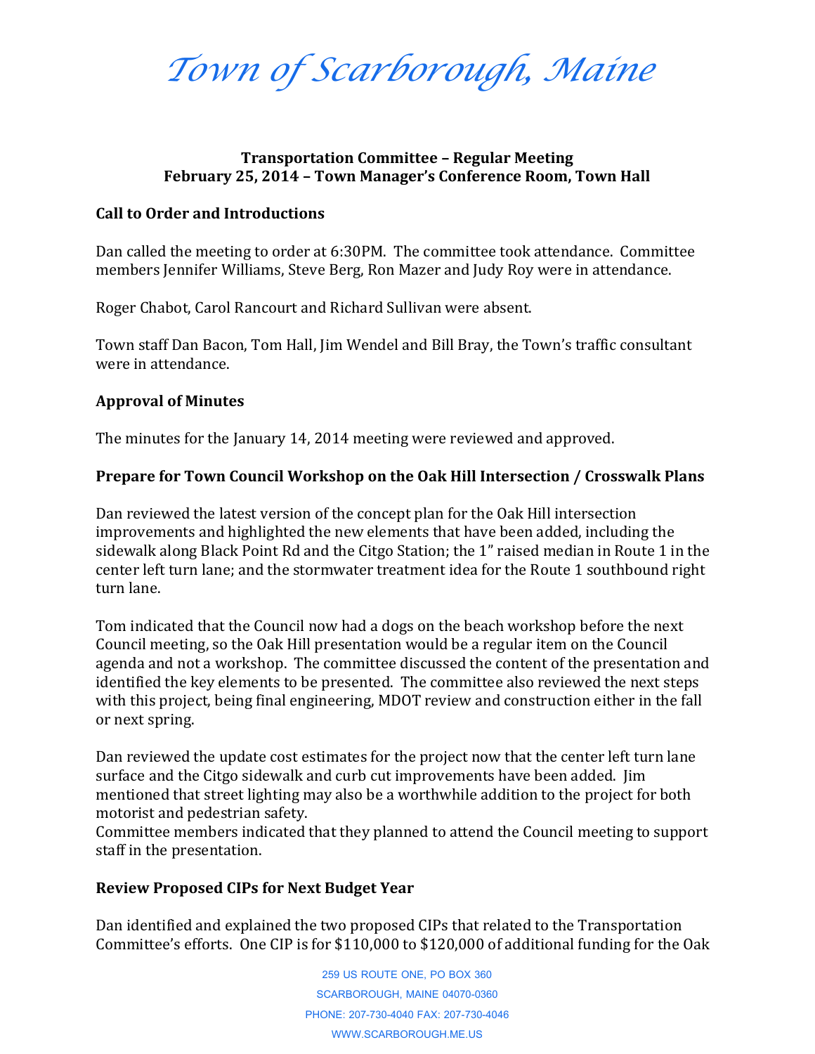# *Town of Scarborough, Maine*

**Transportation Committee – Regular Meeting**
**February 25, 2014 – Town Manager's Conference Room, Town Hall**

## Call to Order and Introductions

Dan called the meeting to order at 6:30PM. The committee took attendance. Committee members Jennifer Williams, Steve Berg, Ron Mazer and Judy Roy were in attendance.

Roger Chabot, Carol Rancourt and Richard Sullivan were absent.

Town staff Dan Bacon, Tom Hall, Jim Wendel and Bill Bray, the Town's traffic consultant were in attendance.

## Approval of Minutes

The minutes for the January 14, 2014 meeting were reviewed and approved.

## Prepare for Town Council Workshop on the Oak Hill Intersection / Crosswalk Plans

Dan reviewed the latest version of the concept plan for the Oak Hill intersection improvements and highlighted the new elements that have been added, including the sidewalk along Black Point Rd and the Citgo Station; the 1" raised median in Route 1 in the center left turn lane; and the stormwater treatment idea for the Route 1 southbound right turn lane.

Tom indicated that the Council now had a dogs on the beach workshop before the next Council meeting, so the Oak Hill presentation would be a regular item on the Council agenda and not a workshop. The committee discussed the content of the presentation and identified the key elements to be presented. The committee also reviewed the next steps with this project, being final engineering, MDOT review and construction either in the fall or next spring.

Dan reviewed the update cost estimates for the project now that the center left turn lane surface and the Citgo sidewalk and curb cut improvements have been added. Jim mentioned that street lighting may also be a worthwhile addition to the project for both motorist and pedestrian safety.
Committee members indicated that they planned to attend the Council meeting to support staff in the presentation.

## Review Proposed CIPs for Next Budget Year

Dan identified and explained the two proposed CIPs that related to the Transportation Committee's efforts. One CIP is for $110,000 to $120,000 of additional funding for the Oak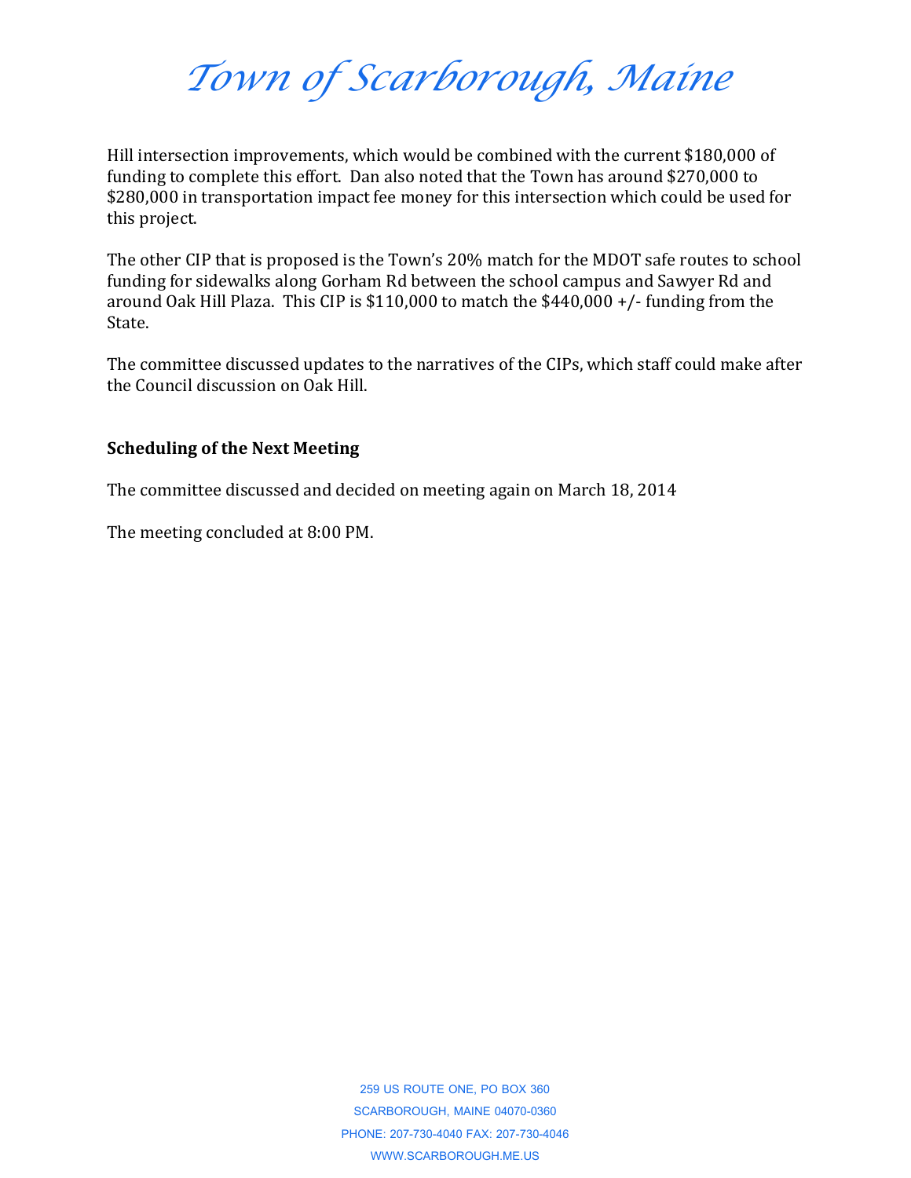Hill intersection improvements, which would be combined with the current $180,000 of funding to complete this effort. Dan also noted that the Town has around $270,000 to $280,000 in transportation impact fee money for this intersection which could be used for this project.

The other CIP that is proposed is the Town's 20% match for the MDOT safe routes to school funding for sidewalks along Gorham Rd between the school campus and Sawyer Rd and around Oak Hill Plaza. This CIP is $110,000 to match the $440,000 +/- funding from the State.

The committee discussed updates to the narratives of the CIPs, which staff could make after the Council discussion on Oak Hill.

**Scheduling of the Next Meeting**

The committee discussed and decided on meeting again on March 18, 2014

The meeting concluded at 8:00 PM.